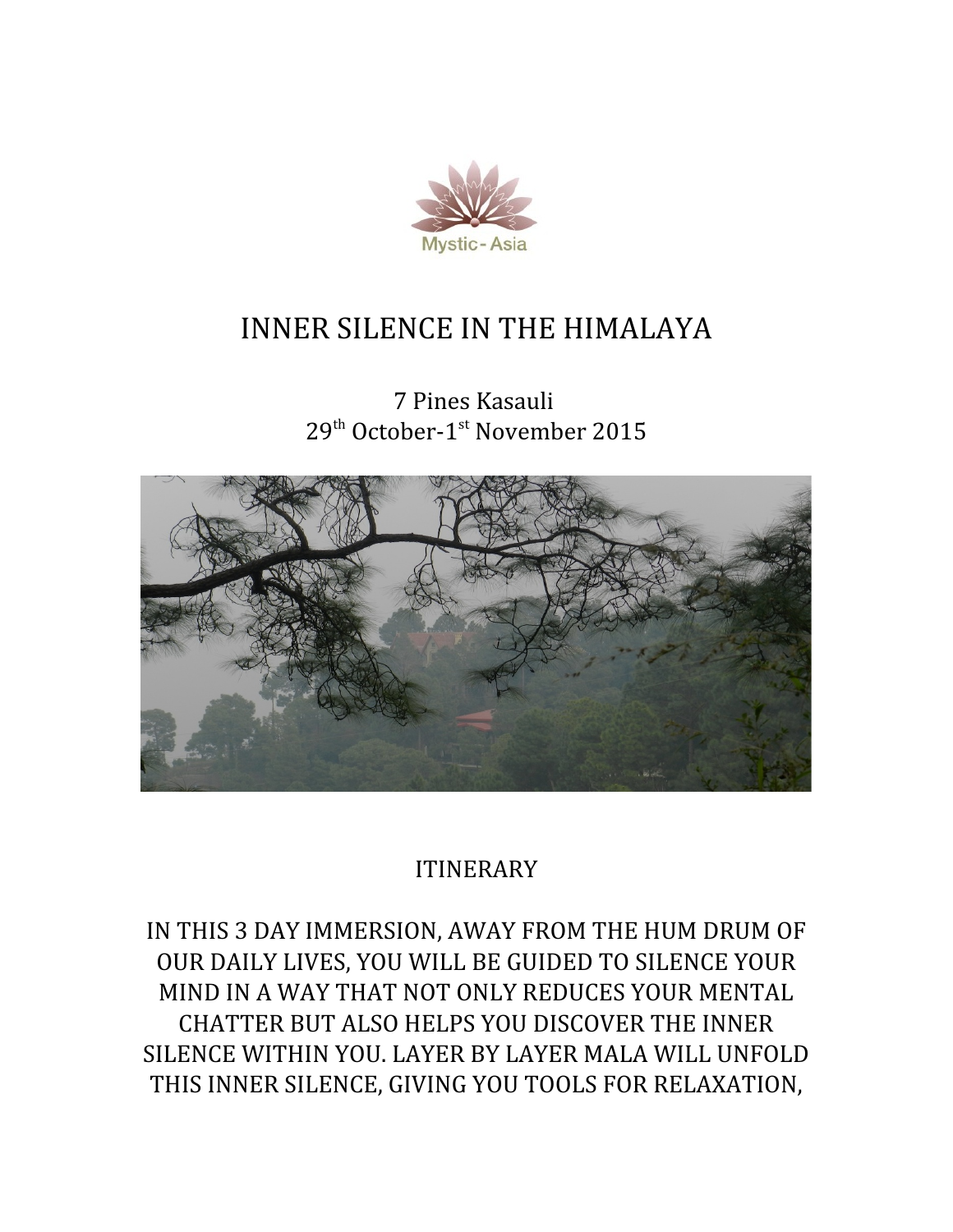Mystic - Asia

# INNER SILENCE IN THE HIMALAYA

7 Pines Kasauli
29th October-1st November 2015

## ITINERARY

IN THIS 3 DAY IMMERSION, AWAY FROM THE HUM DRUM OF OUR DAILY LIVES, YOU WILL BE GUIDED TO SILENCE YOUR MIND IN A WAY THAT NOT ONLY REDUCES YOUR MENTAL CHATTER BUT ALSO HELPS YOU DISCOVER THE INNER SILENCE WITHIN YOU. LAYER BY LAYER MALA WILL UNFOLD THIS INNER SILENCE, GIVING YOU TOOLS FOR RELAXATION,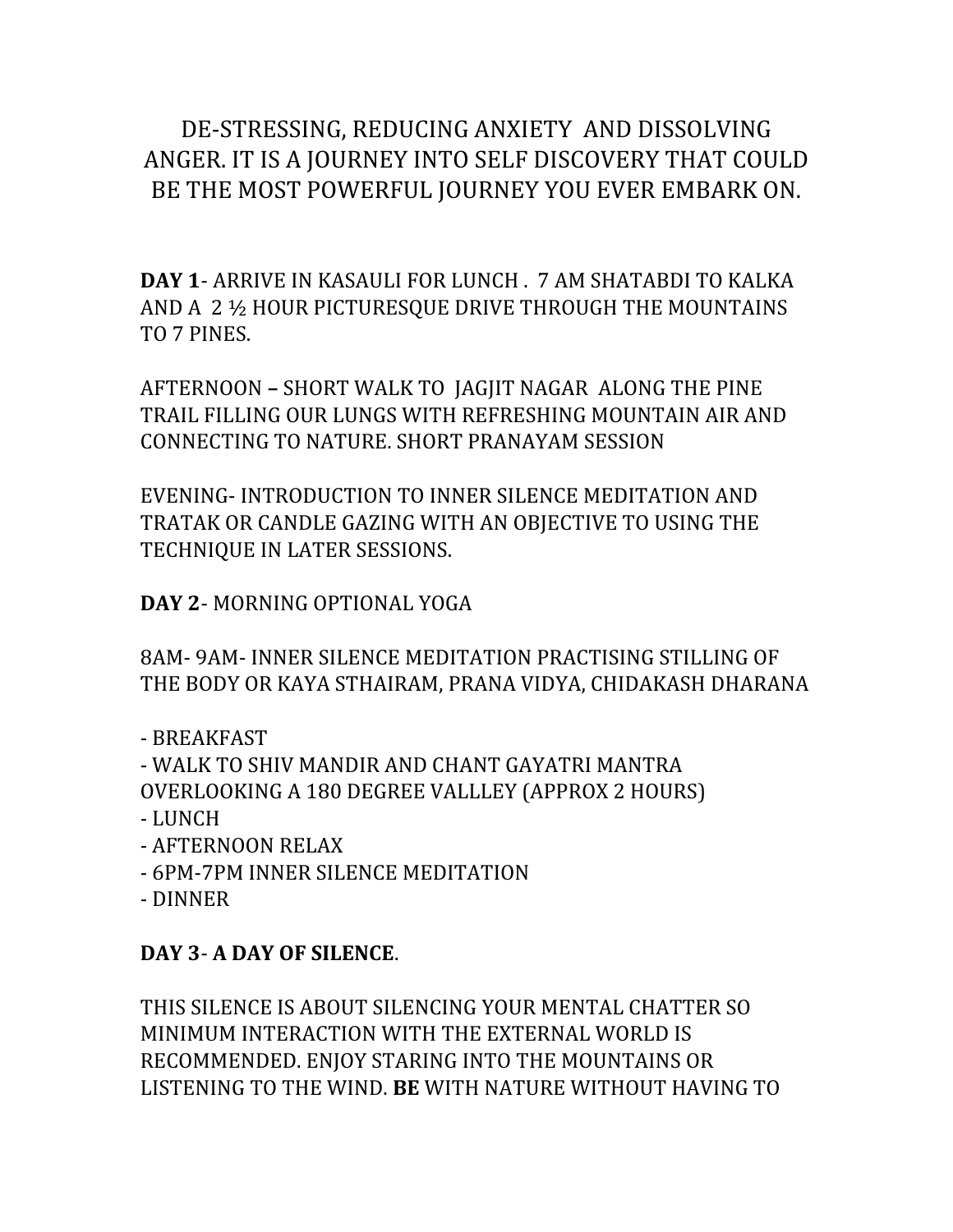DE-STRESSING, REDUCING ANXIETY AND DISSOLVING ANGER. IT IS A JOURNEY INTO SELF DISCOVERY THAT COULD BE THE MOST POWERFUL JOURNEY YOU EVER EMBARK ON.

**DAY 1**- ARRIVE IN KASAULI FOR LUNCH . 7 AM SHATABDI TO KALKA AND A 2 ½ HOUR PICTURESQUE DRIVE THROUGH THE MOUNTAINS TO 7 PINES.

AFTERNOON **–** SHORT WALK TO JAGJIT NAGAR ALONG THE PINE TRAIL FILLING OUR LUNGS WITH REFRESHING MOUNTAIN AIR AND CONNECTING TO NATURE. SHORT PRANAYAM SESSION

EVENING- INTRODUCTION TO INNER SILENCE MEDITATION AND TRATAK OR CANDLE GAZING WITH AN OBJECTIVE TO USING THE TECHNIQUE IN LATER SESSIONS.

**DAY 2**- MORNING OPTIONAL YOGA

8AM- 9AM- INNER SILENCE MEDITATION PRACTISING STILLING OF THE BODY OR KAYA STHAIRAM, PRANA VIDYA, CHIDAKASH DHARANA

- BREAKFAST
- WALK TO SHIV MANDIR AND CHANT GAYATRI MANTRA OVERLOOKING A 180 DEGREE VALLLEY (APPROX 2 HOURS)
- LUNCH
- AFTERNOON RELAX
- 6PM-7PM INNER SILENCE MEDITATION
- DINNER

**DAY 3**- **A DAY OF SILENCE**.

THIS SILENCE IS ABOUT SILENCING YOUR MENTAL CHATTER SO MINIMUM INTERACTION WITH THE EXTERNAL WORLD IS RECOMMENDED. ENJOY STARING INTO THE MOUNTAINS OR LISTENING TO THE WIND. **BE** WITH NATURE WITHOUT HAVING TO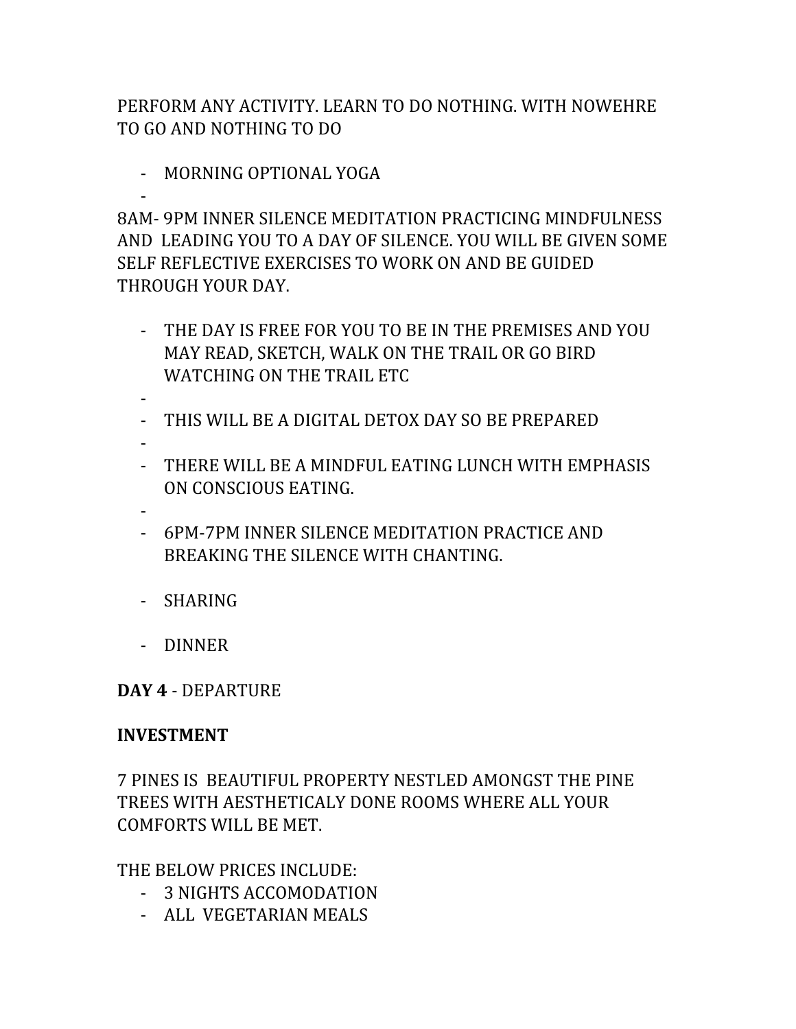PERFORM ANY ACTIVITY. LEARN TO DO NOTHING. WITH NOWEHRE TO GO AND NOTHING TO DO

- MORNING OPTIONAL YOGA
-

8AM- 9PM INNER SILENCE MEDITATION PRACTICING MINDFULNESS AND LEADING YOU TO A DAY OF SILENCE. YOU WILL BE GIVEN SOME SELF REFLECTIVE EXERCISES TO WORK ON AND BE GUIDED THROUGH YOUR DAY.

- THE DAY IS FREE FOR YOU TO BE IN THE PREMISES AND YOU MAY READ, SKETCH, WALK ON THE TRAIL OR GO BIRD WATCHING ON THE TRAIL ETC
-
- THIS WILL BE A DIGITAL DETOX DAY SO BE PREPARED
-
- THERE WILL BE A MINDFUL EATING LUNCH WITH EMPHASIS ON CONSCIOUS EATING.
-
- 6PM-7PM INNER SILENCE MEDITATION PRACTICE AND BREAKING THE SILENCE WITH CHANTING.

- SHARING

- DINNER

**DAY 4** - DEPARTURE

**INVESTMENT**

7 PINES IS BEAUTIFUL PROPERTY NESTLED AMONGST THE PINE TREES WITH AESTHETICALY DONE ROOMS WHERE ALL YOUR COMFORTS WILL BE MET.

THE BELOW PRICES INCLUDE:

- 3 NIGHTS ACCOMODATION
- ALL VEGETARIAN MEALS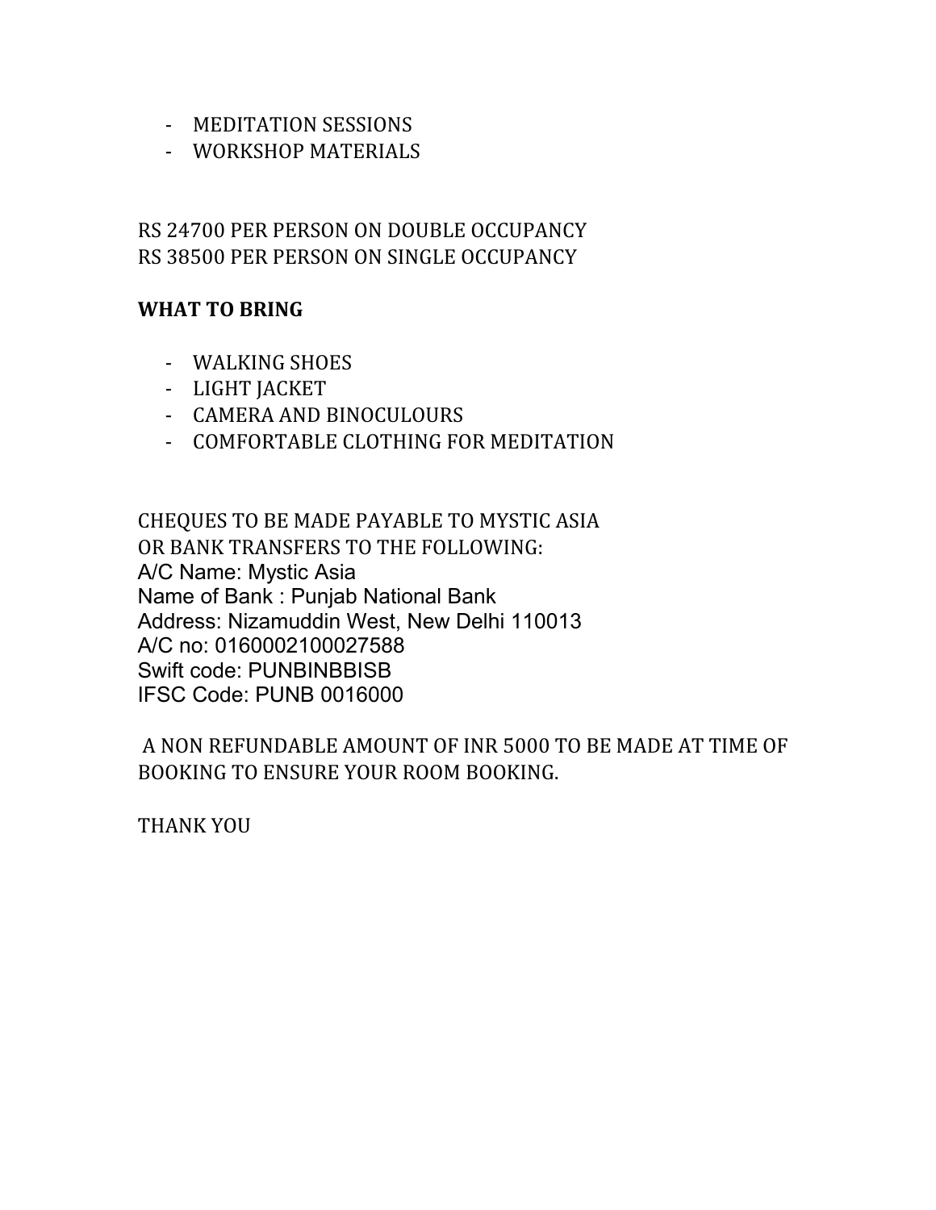- MEDITATION SESSIONS
- WORKSHOP MATERIALS

RS 24700 PER PERSON ON DOUBLE OCCUPANCY
RS 38500 PER PERSON ON SINGLE OCCUPANCY

**WHAT TO BRING**

- WALKING SHOES
- LIGHT JACKET
- CAMERA AND BINOCULOURS
- COMFORTABLE CLOTHING FOR MEDITATION

CHEQUES TO BE MADE PAYABLE TO MYSTIC ASIA
OR BANK TRANSFERS TO THE FOLLOWING:
A/C Name: Mystic Asia
Name of Bank : Punjab National Bank
Address: Nizamuddin West, New Delhi 110013
A/C no: 0160002100027588
Swift code: PUNBINBBISB
IFSC Code: PUNB 0016000

A NON REFUNDABLE AMOUNT OF INR 5000 TO BE MADE AT TIME OF BOOKING TO ENSURE YOUR ROOM BOOKING.

THANK YOU